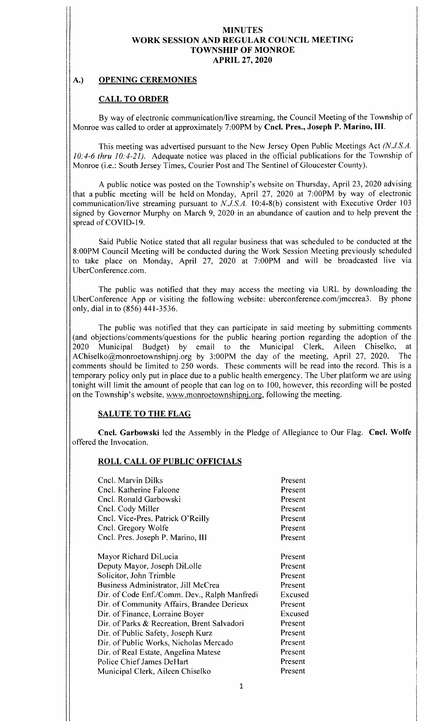# MINUTES
# WORK SESSION AND REGULAR COUNCIL MEETING
# TOWNSHIP OF MONROE
# APRIL 27, 2020

## A.) OPENING CEREMONIES

### CALL TO ORDER

By way of electronic communication/live streaming, the Council Meeting of the Township of Monroe was called to order at approximately 7:00PM by **Cncl. Pres., Joseph P. Marino, III.**

This meeting was advertised pursuant to the New Jersey Open Public Meetings Act *(N.J.S.A. 10:4-6 thru 10:4-21)*. Adequate notice was placed in the official publications for the Township of Monroe (i.e.: South Jersey Times, Courier Post and The Sentinel of Gloucester County).

A public notice was posted on the Township's website on Thursday, April 23, 2020 advising that a public meeting will be held on Monday, April 27, 2020 at 7:00PM by way of electronic communication/live streaming pursuant to *N.J.S.A.* 10:4-8(b) consistent with Executive Order 103 signed by Governor Murphy on March 9, 2020 in an abundance of caution and to help prevent the spread of COVID-19.

Said Public Notice stated that all regular business that was scheduled to be conducted at the 8:00PM Council Meeting will be conducted during the Work Session Meeting previously scheduled to take place on Monday, April 27, 2020 at 7:00PM and will be broadcasted live via UberConference.com.

The public was notified that they may access the meeting via URL by downloading the UberConference App or visiting the following website: uberconference.com/jmccrea3. By phone only, dial in to (856) 441-3536.

The public was notified that they can participate in said meeting by submitting comments (and objections/comments/questions for the public hearing portion regarding the adoption of the 2020 Municipal Budget) by email to the Municipal Clerk, Aileen Chiselko, at AChiselko@monroetownshipnj.org by 3:00PM the day of the meeting, April 27, 2020. The comments should be limited to 250 words. These comments will be read into the record. This is a temporary policy only put in place due to a public health emergency. The Uber platform we are using tonight will limit the amount of people that can log on to 100, however, this recording will be posted on the Township's website, www.monroetownshipnj.org, following the meeting.

### SALUTE TO THE FLAG

**Cncl. Garbowski** led the Assembly in the Pledge of Allegiance to Our Flag. **Cncl. Wolfe** offered the Invocation.

### ROLL CALL OF PUBLIC OFFICIALS

| | |
|---|---|
| Cncl. Marvin Dilks | Present |
| Cncl. Katherine Falcone | Present |
| Cncl. Ronald Garbowski | Present |
| Cncl. Cody Miller | Present |
| Cncl. Vice-Pres. Patrick O'Reilly | Present |
| Cncl. Gregory Wolfe | Present |
| Cncl. Pres. Joseph P. Marino, III | Present |
| | |
| Mayor Richard DiLucia | Present |
| Deputy Mayor, Joseph DiLolle | Present |
| Solicitor, John Trimble | Present |
| Business Administrator, Jill McCrea | Present |
| Dir. of Code Enf./Comm. Dev., Ralph Manfredi | Excused |
| Dir. of Community Affairs, Brandee Derieux | Present |
| Dir. of Finance, Lorraine Boyer | Excused |
| Dir. of Parks & Recreation, Brent Salvadori | Present |
| Dir. of Public Safety, Joseph Kurz | Present |
| Dir. of Public Works, Nicholas Mercado | Present |
| Dir. of Real Estate, Angelina Matese | Present |
| Police Chief James DeHart | Present |
| Municipal Clerk, Aileen Chiselko | Present |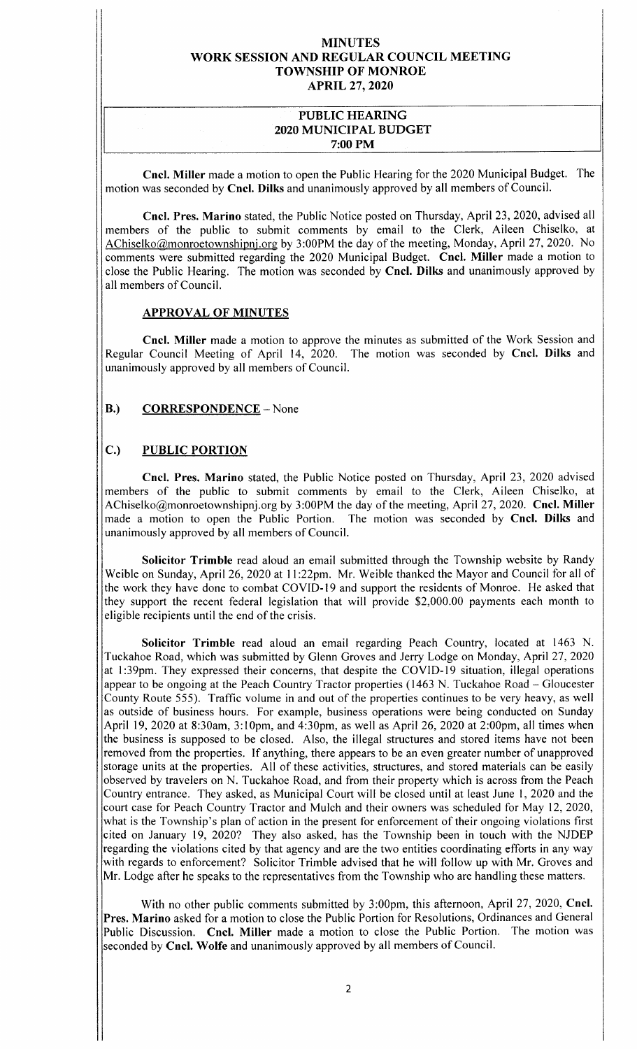# MINUTES
# WORK SESSION AND REGULAR COUNCIL MEETING
# TOWNSHIP OF MONROE
# APRIL 27, 2020

## PUBLIC HEARING
## 2020 MUNICIPAL BUDGET
## 7:00 PM

**Cncl. Miller** made a motion to open the Public Hearing for the 2020 Municipal Budget. The motion was seconded by **Cncl. Dilks** and unanimously approved by all members of Council.

**Cncl. Pres. Marino** stated, the Public Notice posted on Thursday, April 23, 2020, advised all members of the public to submit comments by email to the Clerk, Aileen Chiselko, at AChiselko@monroetownshipnj.org by 3:00PM the day of the meeting, Monday, April 27, 2020. No comments were submitted regarding the 2020 Municipal Budget. **Cncl. Miller** made a motion to close the Public Hearing. The motion was seconded by **Cncl. Dilks** and unanimously approved by all members of Council.

### APPROVAL OF MINUTES

**Cncl. Miller** made a motion to approve the minutes as submitted of the Work Session and Regular Council Meeting of April 14, 2020. The motion was seconded by **Cncl. Dilks** and unanimously approved by all members of Council.

## B.) CORRESPONDENCE – None

## C.) PUBLIC PORTION

**Cncl. Pres. Marino** stated, the Public Notice posted on Thursday, April 23, 2020 advised members of the public to submit comments by email to the Clerk, Aileen Chiselko, at AChiselko@monroetownshipnj.org by 3:00PM the day of the meeting, April 27, 2020. **Cncl. Miller** made a motion to open the Public Portion. The motion was seconded by **Cncl. Dilks** and unanimously approved by all members of Council.

**Solicitor Trimble** read aloud an email submitted through the Township website by Randy Weible on Sunday, April 26, 2020 at 11:22pm. Mr. Weible thanked the Mayor and Council for all of the work they have done to combat COVID-19 and support the residents of Monroe. He asked that they support the recent federal legislation that will provide $2,000.00 payments each month to eligible recipients until the end of the crisis.

**Solicitor Trimble** read aloud an email regarding Peach Country, located at 1463 N. Tuckahoe Road, which was submitted by Glenn Groves and Jerry Lodge on Monday, April 27, 2020 at 1:39pm. They expressed their concerns, that despite the COVID-19 situation, illegal operations appear to be ongoing at the Peach Country Tractor properties (1463 N. Tuckahoe Road – Gloucester County Route 555). Traffic volume in and out of the properties continues to be very heavy, as well as outside of business hours. For example, business operations were being conducted on Sunday April 19, 2020 at 8:30am, 3:10pm, and 4:30pm, as well as April 26, 2020 at 2:00pm, all times when the business is supposed to be closed. Also, the illegal structures and stored items have not been removed from the properties. If anything, there appears to be an even greater number of unapproved storage units at the properties. All of these activities, structures, and stored materials can be easily observed by travelers on N. Tuckahoe Road, and from their property which is across from the Peach Country entrance. They asked, as Municipal Court will be closed until at least June 1, 2020 and the court case for Peach Country Tractor and Mulch and their owners was scheduled for May 12, 2020, what is the Township's plan of action in the present for enforcement of their ongoing violations first cited on January 19, 2020? They also asked, has the Township been in touch with the NJDEP regarding the violations cited by that agency and are the two entities coordinating efforts in any way with regards to enforcement? Solicitor Trimble advised that he will follow up with Mr. Groves and Mr. Lodge after he speaks to the representatives from the Township who are handling these matters.

With no other public comments submitted by 3:00pm, this afternoon, April 27, 2020, **Cncl. Pres. Marino** asked for a motion to close the Public Portion for Resolutions, Ordinances and General Public Discussion. **Cncl. Miller** made a motion to close the Public Portion. The motion was seconded by **Cncl. Wolfe** and unanimously approved by all members of Council.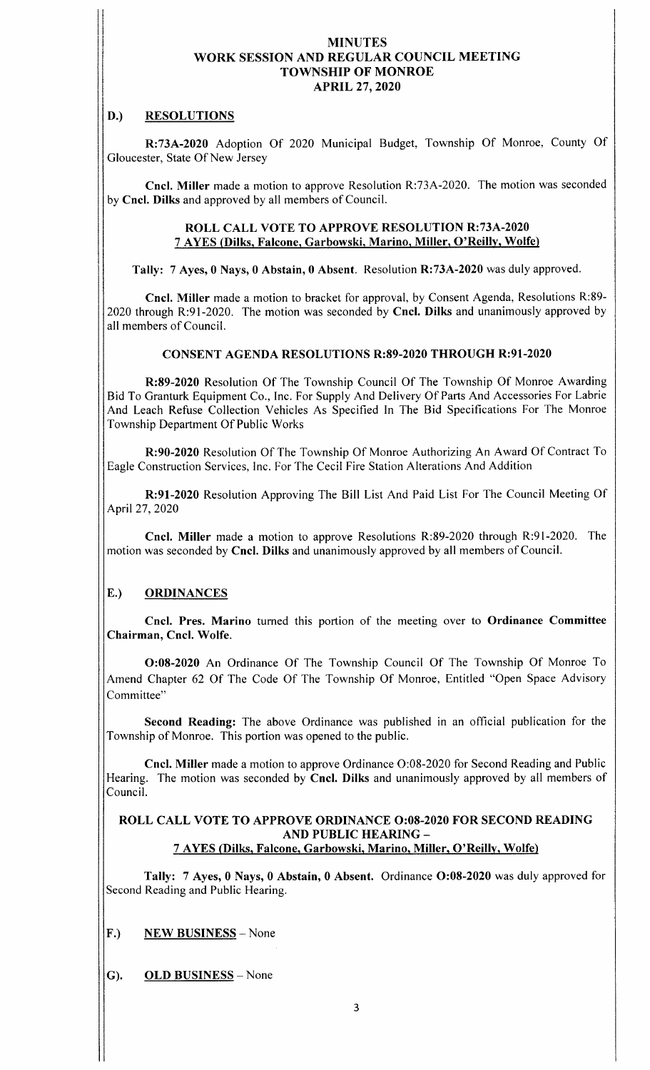# MINUTES
# WORK SESSION AND REGULAR COUNCIL MEETING
# TOWNSHIP OF MONROE
# APRIL 27, 2020

## D.) RESOLUTIONS

**R:73A-2020** Adoption Of 2020 Municipal Budget, Township Of Monroe, County Of Gloucester, State Of New Jersey

**Cncl. Miller** made a motion to approve Resolution R:73A-2020. The motion was seconded by **Cncl. Dilks** and approved by all members of Council.

### ROLL CALL VOTE TO APPROVE RESOLUTION R:73A-2020
### 7 AYES (Dilks, Falcone, Garbowski, Marino, Miller, O'Reilly, Wolfe)

**Tally: 7 Ayes, 0 Nays, 0 Abstain, 0 Absent**. Resolution **R:73A-2020** was duly approved.

**Cncl. Miller** made a motion to bracket for approval, by Consent Agenda, Resolutions R:89-2020 through R:91-2020. The motion was seconded by **Cncl. Dilks** and unanimously approved by all members of Council.

### CONSENT AGENDA RESOLUTIONS R:89-2020 THROUGH R:91-2020

**R:89-2020** Resolution Of The Township Council Of The Township Of Monroe Awarding Bid To Granturk Equipment Co., Inc. For Supply And Delivery Of Parts And Accessories For Labrie And Leach Refuse Collection Vehicles As Specified In The Bid Specifications For The Monroe Township Department Of Public Works

**R:90-2020** Resolution Of The Township Of Monroe Authorizing An Award Of Contract To Eagle Construction Services, Inc. For The Cecil Fire Station Alterations And Addition

**R:91-2020** Resolution Approving The Bill List And Paid List For The Council Meeting Of April 27, 2020

**Cncl. Miller** made a motion to approve Resolutions R:89-2020 through R:91-2020. The motion was seconded by **Cncl. Dilks** and unanimously approved by all members of Council.

## E.) ORDINANCES

**Cncl. Pres. Marino** turned this portion of the meeting over to **Ordinance Committee Chairman, Cncl. Wolfe.**

**O:08-2020** An Ordinance Of The Township Council Of The Township Of Monroe To Amend Chapter 62 Of The Code Of The Township Of Monroe, Entitled "Open Space Advisory Committee"

**Second Reading:** The above Ordinance was published in an official publication for the Township of Monroe. This portion was opened to the public.

**Cncl. Miller** made a motion to approve Ordinance O:08-2020 for Second Reading and Public Hearing. The motion was seconded by **Cncl. Dilks** and unanimously approved by all members of Council.

### ROLL CALL VOTE TO APPROVE ORDINANCE O:08-2020 FOR SECOND READING AND PUBLIC HEARING –
### 7 AYES (Dilks, Falcone, Garbowski, Marino, Miller, O'Reilly, Wolfe)

**Tally: 7 Ayes, 0 Nays, 0 Abstain, 0 Absent.** Ordinance **O:08-2020** was duly approved for Second Reading and Public Hearing.

## F.) NEW BUSINESS – None

## G). OLD BUSINESS – None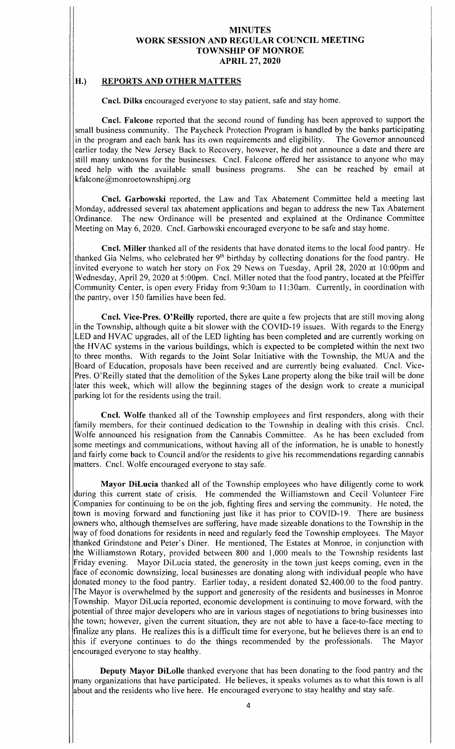# MINUTES
## WORK SESSION AND REGULAR COUNCIL MEETING
## TOWNSHIP OF MONROE
## APRIL 27, 2020

### H.) REPORTS AND OTHER MATTERS

**Cncl. Dilks** encouraged everyone to stay patient, safe and stay home.

**Cncl. Falcone** reported that the second round of funding has been approved to support the small business community. The Paycheck Protection Program is handled by the banks participating in the program and each bank has its own requirements and eligibility. The Governor announced earlier today the New Jersey Back to Recovery, however, he did not announce a date and there are still many unknowns for the businesses. Cncl. Falcone offered her assistance to anyone who may need help with the available small business programs. She can be reached by email at kfalcone@monroetownshipnj.org

**Cncl. Garbowski** reported, the Law and Tax Abatement Committee held a meeting last Monday, addressed several tax abatement applications and began to address the new Tax Abatement Ordinance. The new Ordinance will be presented and explained at the Ordinance Committee Meeting on May 6, 2020. Cncl. Garbowski encouraged everyone to be safe and stay home.

**Cncl. Miller** thanked all of the residents that have donated items to the local food pantry. He thanked Gia Nelms, who celebrated her 9th birthday by collecting donations for the food pantry. He invited everyone to watch her story on Fox 29 News on Tuesday, April 28, 2020 at 10:00pm and Wednesday, April 29, 2020 at 5:00pm. Cncl. Miller noted that the food pantry, located at the Pfeiffer Community Center, is open every Friday from 9:30am to 11:30am. Currently, in coordination with the pantry, over 150 families have been fed.

**Cncl. Vice-Pres. O'Reilly** reported, there are quite a few projects that are still moving along in the Township, although quite a bit slower with the COVID-19 issues. With regards to the Energy LED and HVAC upgrades, all of the LED lighting has been completed and are currently working on the HVAC systems in the various buildings, which is expected to be completed within the next two to three months. With regards to the Joint Solar Initiative with the Township, the MUA and the Board of Education, proposals have been received and are currently being evaluated. Cncl. Vice-Pres. O'Reilly stated that the demolition of the Sykes Lane property along the bike trail will be done later this week, which will allow the beginning stages of the design work to create a municipal parking lot for the residents using the trail.

**Cncl. Wolfe** thanked all of the Township employees and first responders, along with their family members, for their continued dedication to the Township in dealing with this crisis. Cncl. Wolfe announced his resignation from the Cannabis Committee. As he has been excluded from some meetings and communications, without having all of the information, he is unable to honestly and fairly come back to Council and/or the residents to give his recommendations regarding cannabis matters. Cncl. Wolfe encouraged everyone to stay safe.

**Mayor DiLucia** thanked all of the Township employees who have diligently come to work during this current state of crisis. He commended the Williamstown and Cecil Volunteer Fire Companies for continuing to be on the job, fighting fires and serving the community. He noted, the town is moving forward and functioning just like it has prior to COVID-19. There are business owners who, although themselves are suffering, have made sizeable donations to the Township in the way of food donations for residents in need and regularly feed the Township employees. The Mayor thanked Grindstone and Peter's Diner. He mentioned, The Estates at Monroe, in conjunction with the Williamstown Rotary, provided between 800 and 1,000 meals to the Township residents last Friday evening. Mayor DiLucia stated, the generosity in the town just keeps coming, even in the face of economic downsizing, local businesses are donating along with individual people who have donated money to the food pantry. Earlier today, a resident donated $2,400.00 to the food pantry. The Mayor is overwhelmed by the support and generosity of the residents and businesses in Monroe Township. Mayor DiLucia reported, economic development is continuing to move forward, with the potential of three major developers who are in various stages of negotiations to bring businesses into the town; however, given the current situation, they are not able to have a face-to-face meeting to finalize any plans. He realizes this is a difficult time for everyone, but he believes there is an end to this if everyone continues to do the things recommended by the professionals. The Mayor encouraged everyone to stay healthy.

**Deputy Mayor DiLolle** thanked everyone that has been donating to the food pantry and the many organizations that have participated. He believes, it speaks volumes as to what this town is all about and the residents who live here. He encouraged everyone to stay healthy and stay safe.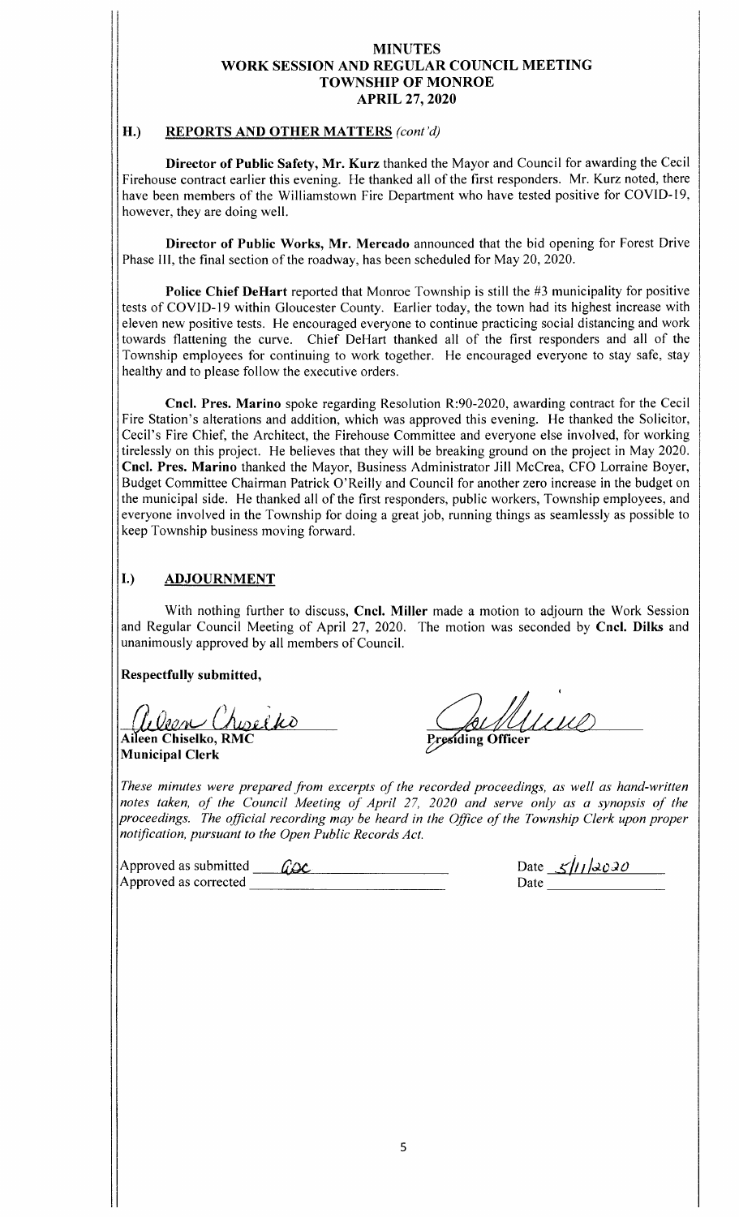# MINUTES
# WORK SESSION AND REGULAR COUNCIL MEETING
# TOWNSHIP OF MONROE
# APRIL 27, 2020

## H.) REPORTS AND OTHER MATTERS *(cont'd)*

**Director of Public Safety, Mr. Kurz** thanked the Mayor and Council for awarding the Cecil Firehouse contract earlier this evening. He thanked all of the first responders. Mr. Kurz noted, there have been members of the Williamstown Fire Department who have tested positive for COVID-19, however, they are doing well.

**Director of Public Works, Mr. Mercado** announced that the bid opening for Forest Drive Phase III, the final section of the roadway, has been scheduled for May 20, 2020.

**Police Chief DeHart** reported that Monroe Township is still the #3 municipality for positive tests of COVID-19 within Gloucester County. Earlier today, the town had its highest increase with eleven new positive tests. He encouraged everyone to continue practicing social distancing and work towards flattening the curve. Chief DeHart thanked all of the first responders and all of the Township employees for continuing to work together. He encouraged everyone to stay safe, stay healthy and to please follow the executive orders.

**Cncl. Pres. Marino** spoke regarding Resolution R:90-2020, awarding contract for the Cecil Fire Station's alterations and addition, which was approved this evening. He thanked the Solicitor, Cecil's Fire Chief, the Architect, the Firehouse Committee and everyone else involved, for working tirelessly on this project. He believes that they will be breaking ground on the project in May 2020. **Cncl. Pres. Marino** thanked the Mayor, Business Administrator Jill McCrea, CFO Lorraine Boyer, Budget Committee Chairman Patrick O'Reilly and Council for another zero increase in the budget on the municipal side. He thanked all of the first responders, public workers, Township employees, and everyone involved in the Township for doing a great job, running things as seamlessly as possible to keep Township business moving forward.

## I.) ADJOURNMENT

With nothing further to discuss, **Cncl. Miller** made a motion to adjourn the Work Session and Regular Council Meeting of April 27, 2020. The motion was seconded by **Cncl. Dilks** and unanimously approved by all members of Council.

**Respectfully submitted,**

Aileen Chiselko

**Aileen Chiselko, RMC**
**Municipal Clerk**

**Presiding Officer**

*These minutes were prepared from excerpts of the recorded proceedings, as well as hand-written notes taken, of the Council Meeting of April 27, 2020 and serve only as a synopsis of the proceedings. The official recording may be heard in the Office of the Township Clerk upon proper notification, pursuant to the Open Public Records Act.*

Approved as submitted ~~AC~~ — Date 5/11/2020

Approved as corrected ______ — Date ______